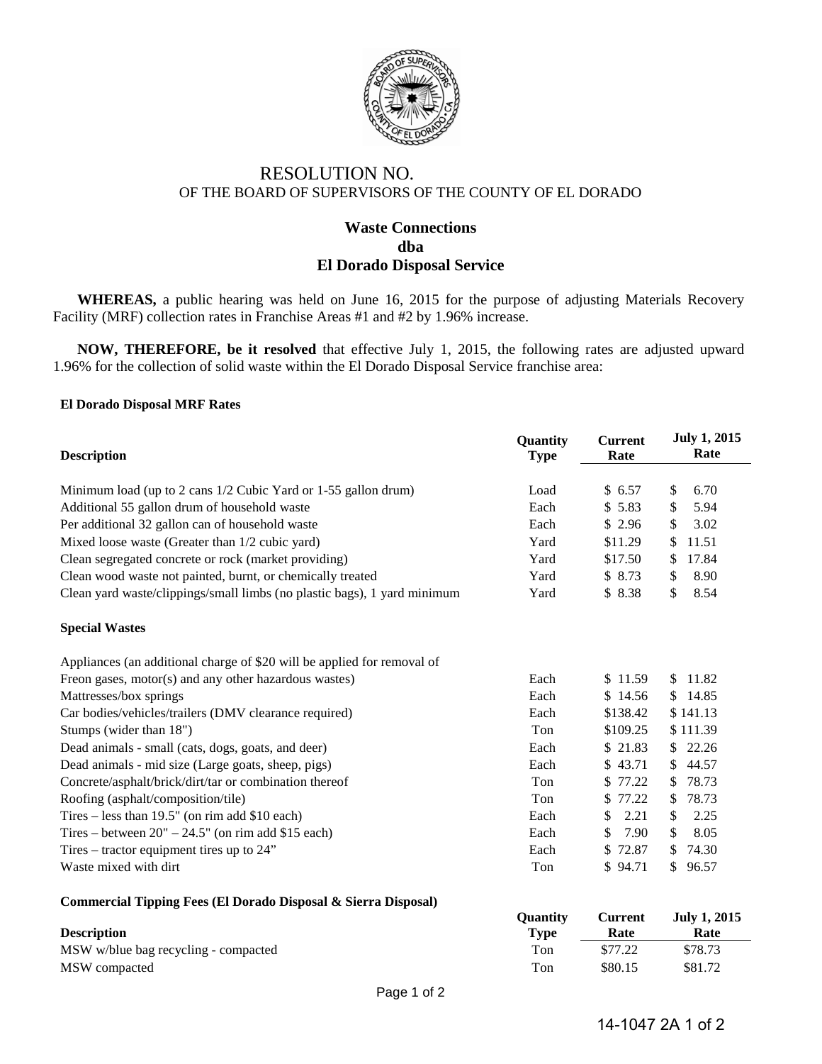RESOLUTION NO.
OF THE BOARD OF SUPERVISORS OF THE COUNTY OF EL DORADO

**Waste Connections**
**dba**
**El Dorado Disposal Service**

**WHEREAS,** a public hearing was held on June 16, 2015 for the purpose of adjusting Materials Recovery Facility (MRF) collection rates in Franchise Areas #1 and #2 by 1.96% increase.

**NOW, THEREFORE, be it resolved** that effective July 1, 2015, the following rates are adjusted upward 1.96% for the collection of solid waste within the El Dorado Disposal Service franchise area:

**El Dorado Disposal MRF Rates**

| Description | Quantity Type | Current Rate | July 1, 2015 Rate |
|---|---|---|---|
| Minimum load (up to 2 cans 1/2 Cubic Yard or 1-55 gallon drum) | Load | $ 6.57 | $ 6.70 |
| Additional 55 gallon drum of household waste | Each | $ 5.83 | $ 5.94 |
| Per additional 32 gallon can of household waste | Each | $ 2.96 | $ 3.02 |
| Mixed loose waste (Greater than 1/2 cubic yard) | Yard | $11.29 | $ 11.51 |
| Clean segregated concrete or rock (market providing) | Yard | $17.50 | $ 17.84 |
| Clean wood waste not painted, burnt, or chemically treated | Yard | $ 8.73 | $ 8.90 |
| Clean yard waste/clippings/small limbs (no plastic bags), 1 yard minimum | Yard | $ 8.38 | $ 8.54 |
| **Special Wastes** | | | |
| Appliances (an additional charge of $20 will be applied for removal of Freon gases, motor(s) and any other hazardous wastes) | Each | $ 11.59 | $ 11.82 |
| Mattresses/box springs | Each | $ 14.56 | $ 14.85 |
| Car bodies/vehicles/trailers (DMV clearance required) | Each | $138.42 | $ 141.13 |
| Stumps (wider than 18") | Ton | $109.25 | $ 111.39 |
| Dead animals - small (cats, dogs, goats, and deer) | Each | $ 21.83 | $ 22.26 |
| Dead animals - mid size (Large goats, sheep, pigs) | Each | $ 43.71 | $ 44.57 |
| Concrete/asphalt/brick/dirt/tar or combination thereof | Ton | $ 77.22 | $ 78.73 |
| Roofing (asphalt/composition/tile) | Ton | $ 77.22 | $ 78.73 |
| Tires – less than 19.5" (on rim add $10 each) | Each | $ 2.21 | $ 2.25 |
| Tires – between 20" – 24.5" (on rim add $15 each) | Each | $ 7.90 | $ 8.05 |
| Tires – tractor equipment tires up to 24" | Each | $ 72.87 | $ 74.30 |
| Waste mixed with dirt | Ton | $ 94.71 | $ 96.57 |

**Commercial Tipping Fees (El Dorado Disposal & Sierra Disposal)**

| Description | Quantity Type | Current Rate | July 1, 2015 Rate |
|---|---|---|---|
| MSW w/blue bag recycling - compacted | Ton | $77.22 | $78.73 |
| MSW compacted | Ton | $80.15 | $81.72 |

14-1047 2A 1 of 2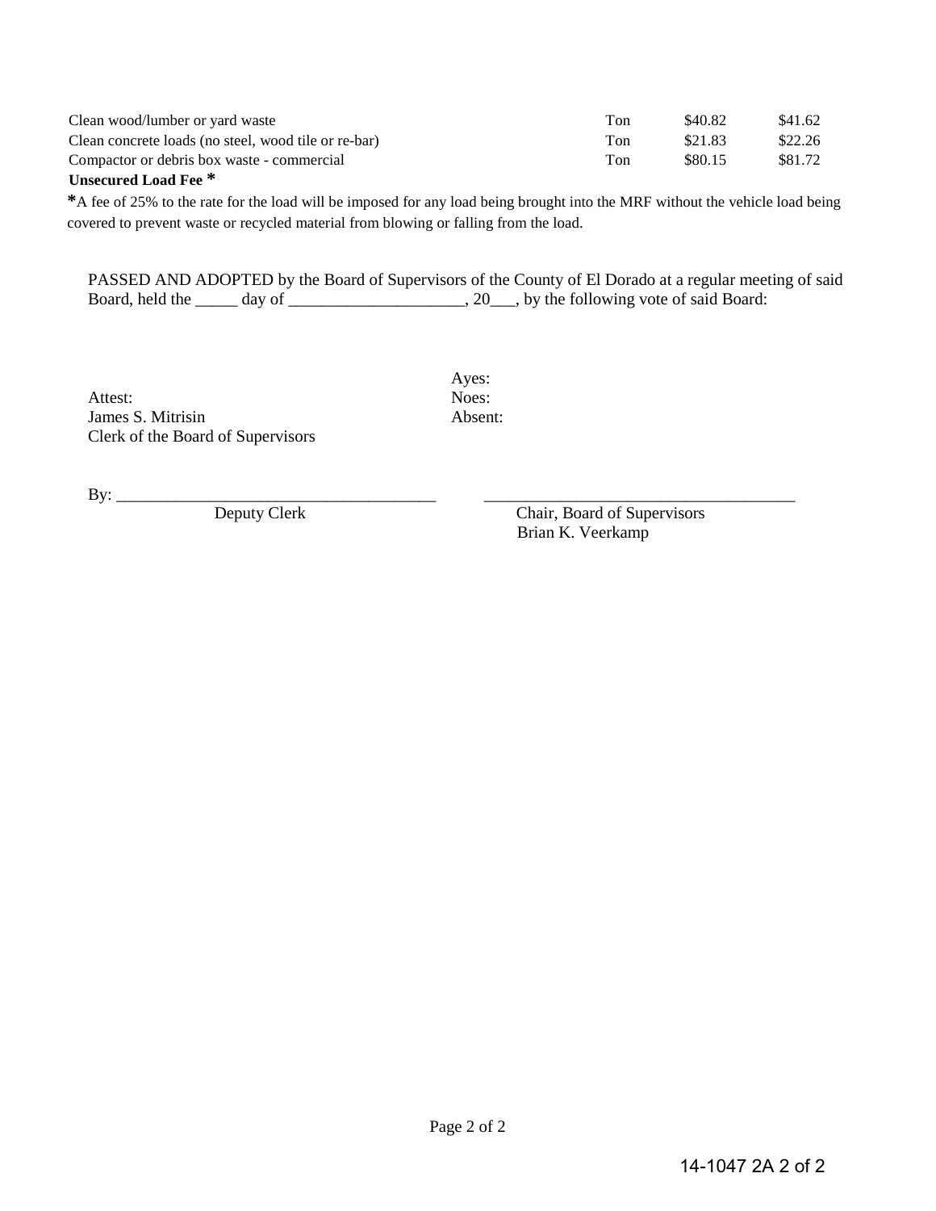| | | | |
|---|---|---|---|
| Clean wood/lumber or yard waste | Ton | $40.82 | $41.62 |
| Clean concrete loads (no steel, wood tile or re-bar) | Ton | $21.83 | $22.26 |
| Compactor or debris box waste - commercial | Ton | $80.15 | $81.72 |
| **Unsecured Load Fee *** | | | |

*A fee of 25% to the rate for the load will be imposed for any load being brought into the MRF without the vehicle load being covered to prevent waste or recycled material from blowing or falling from the load.

PASSED AND ADOPTED by the Board of Supervisors of the County of El Dorado at a regular meeting of said Board, held the _____ day of _____________________, 20___, by the following vote of said Board:

Ayes:
Noes:
Absent:

Attest:
James S. Mitrisin
Clerk of the Board of Supervisors

By: _______________________________________
Deputy Clerk

_______________________________________
Chair, Board of Supervisors
Brian K. Veerkamp

14-1047 2A 2 of 2